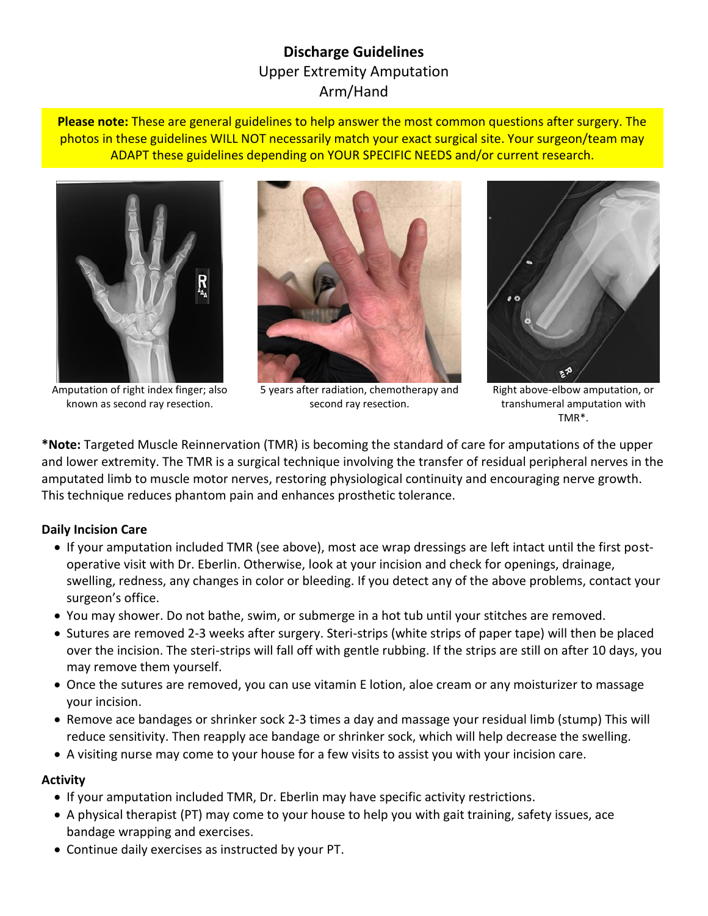# Discharge Guidelines

## Upper Extremity Amputation
## Arm/Hand

**Please note:** These are general guidelines to help answer the most common questions after surgery. The photos in these guidelines WILL NOT necessarily match your exact surgical site. Your surgeon/team may ADAPT these guidelines depending on YOUR SPECIFIC NEEDS and/or current research.

Amputation of right index finger; also known as second ray resection.

5 years after radiation, chemotherapy and second ray resection.

Right above-elbow amputation, or transhumeral amputation with TMR*.

***Note:** Targeted Muscle Reinnervation (TMR) is becoming the standard of care for amputations of the upper and lower extremity. The TMR is a surgical technique involving the transfer of residual peripheral nerves in the amputated limb to muscle motor nerves, restoring physiological continuity and encouraging nerve growth. This technique reduces phantom pain and enhances prosthetic tolerance.

### Daily Incision Care

- If your amputation included TMR (see above), most ace wrap dressings are left intact until the first post-operative visit with Dr. Eberlin. Otherwise, look at your incision and check for openings, drainage, swelling, redness, any changes in color or bleeding. If you detect any of the above problems, contact your surgeon's office.
- You may shower. Do not bathe, swim, or submerge in a hot tub until your stitches are removed.
- Sutures are removed 2-3 weeks after surgery. Steri-strips (white strips of paper tape) will then be placed over the incision. The steri-strips will fall off with gentle rubbing. If the strips are still on after 10 days, you may remove them yourself.
- Once the sutures are removed, you can use vitamin E lotion, aloe cream or any moisturizer to massage your incision.
- Remove ace bandages or shrinker sock 2-3 times a day and massage your residual limb (stump) This will reduce sensitivity. Then reapply ace bandage or shrinker sock, which will help decrease the swelling.
- A visiting nurse may come to your house for a few visits to assist you with your incision care.

### Activity

- If your amputation included TMR, Dr. Eberlin may have specific activity restrictions.
- A physical therapist (PT) may come to your house to help you with gait training, safety issues, ace bandage wrapping and exercises.
- Continue daily exercises as instructed by your PT.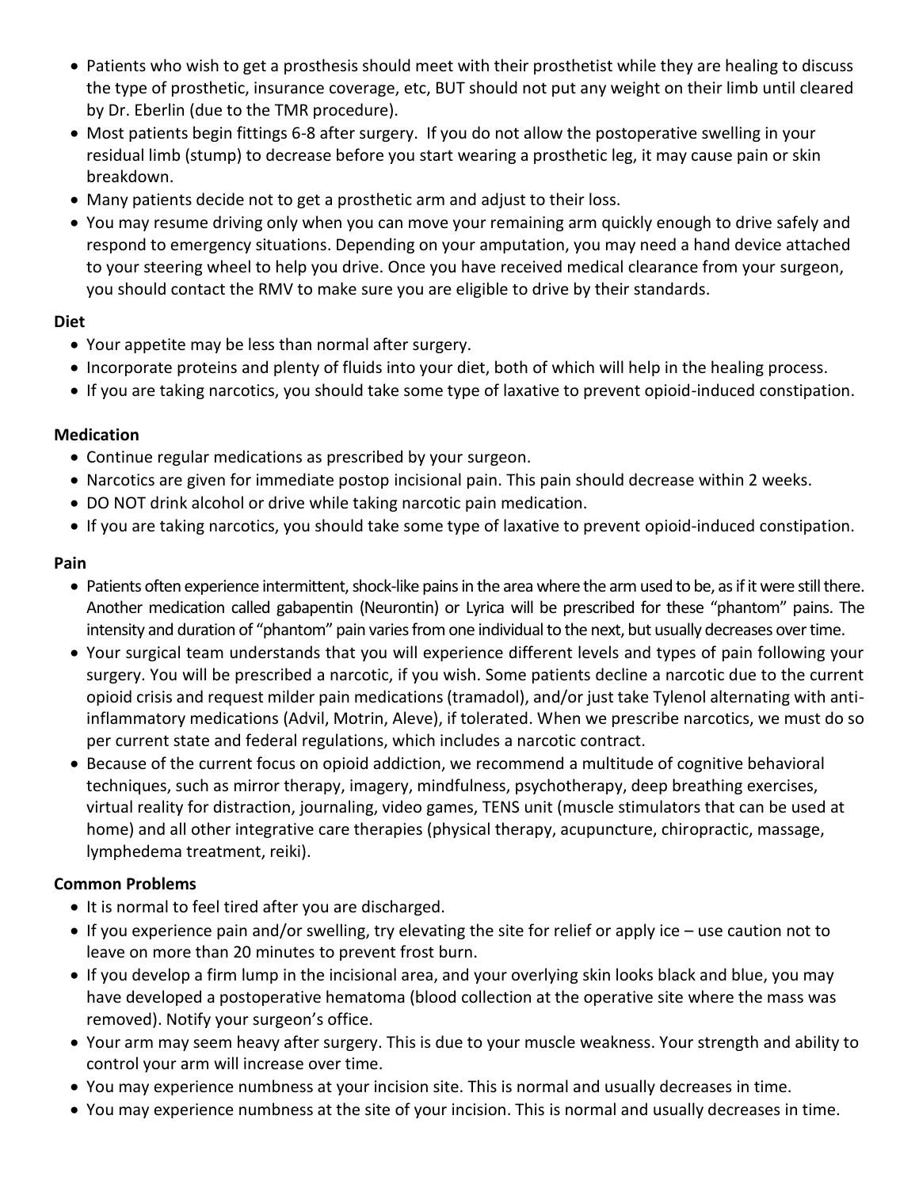- Patients who wish to get a prosthesis should meet with their prosthetist while they are healing to discuss the type of prosthetic, insurance coverage, etc, BUT should not put any weight on their limb until cleared by Dr. Eberlin (due to the TMR procedure).
- Most patients begin fittings 6-8 after surgery. If you do not allow the postoperative swelling in your residual limb (stump) to decrease before you start wearing a prosthetic leg, it may cause pain or skin breakdown.
- Many patients decide not to get a prosthetic arm and adjust to their loss.
- You may resume driving only when you can move your remaining arm quickly enough to drive safely and respond to emergency situations. Depending on your amputation, you may need a hand device attached to your steering wheel to help you drive. Once you have received medical clearance from your surgeon, you should contact the RMV to make sure you are eligible to drive by their standards.

**Diet**

- Your appetite may be less than normal after surgery.
- Incorporate proteins and plenty of fluids into your diet, both of which will help in the healing process.
- If you are taking narcotics, you should take some type of laxative to prevent opioid-induced constipation.

**Medication**

- Continue regular medications as prescribed by your surgeon.
- Narcotics are given for immediate postop incisional pain. This pain should decrease within 2 weeks.
- DO NOT drink alcohol or drive while taking narcotic pain medication.
- If you are taking narcotics, you should take some type of laxative to prevent opioid-induced constipation.

**Pain**

- Patients often experience intermittent, shock-like pains in the area where the arm used to be, as if it were still there. Another medication called gabapentin (Neurontin) or Lyrica will be prescribed for these "phantom" pains. The intensity and duration of "phantom" pain varies from one individual to the next, but usually decreases over time.
- Your surgical team understands that you will experience different levels and types of pain following your surgery. You will be prescribed a narcotic, if you wish. Some patients decline a narcotic due to the current opioid crisis and request milder pain medications (tramadol), and/or just take Tylenol alternating with anti-inflammatory medications (Advil, Motrin, Aleve), if tolerated. When we prescribe narcotics, we must do so per current state and federal regulations, which includes a narcotic contract.
- Because of the current focus on opioid addiction, we recommend a multitude of cognitive behavioral techniques, such as mirror therapy, imagery, mindfulness, psychotherapy, deep breathing exercises, virtual reality for distraction, journaling, video games, TENS unit (muscle stimulators that can be used at home) and all other integrative care therapies (physical therapy, acupuncture, chiropractic, massage, lymphedema treatment, reiki).

**Common Problems**

- It is normal to feel tired after you are discharged.
- If you experience pain and/or swelling, try elevating the site for relief or apply ice – use caution not to leave on more than 20 minutes to prevent frost burn.
- If you develop a firm lump in the incisional area, and your overlying skin looks black and blue, you may have developed a postoperative hematoma (blood collection at the operative site where the mass was removed). Notify your surgeon's office.
- Your arm may seem heavy after surgery. This is due to your muscle weakness. Your strength and ability to control your arm will increase over time.
- You may experience numbness at your incision site. This is normal and usually decreases in time.
- You may experience numbness at the site of your incision. This is normal and usually decreases in time.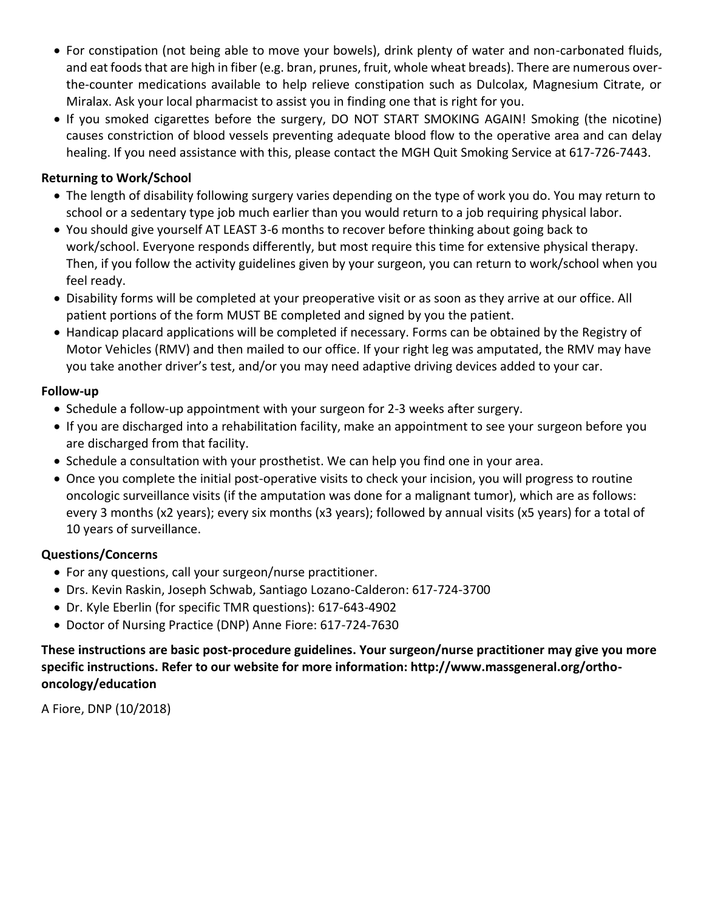- For constipation (not being able to move your bowels), drink plenty of water and non-carbonated fluids, and eat foods that are high in fiber (e.g. bran, prunes, fruit, whole wheat breads). There are numerous over-the-counter medications available to help relieve constipation such as Dulcolax, Magnesium Citrate, or Miralax. Ask your local pharmacist to assist you in finding one that is right for you.
- If you smoked cigarettes before the surgery, DO NOT START SMOKING AGAIN! Smoking (the nicotine) causes constriction of blood vessels preventing adequate blood flow to the operative area and can delay healing. If you need assistance with this, please contact the MGH Quit Smoking Service at 617-726-7443.

**Returning to Work/School**

- The length of disability following surgery varies depending on the type of work you do. You may return to school or a sedentary type job much earlier than you would return to a job requiring physical labor.
- You should give yourself AT LEAST 3-6 months to recover before thinking about going back to work/school. Everyone responds differently, but most require this time for extensive physical therapy. Then, if you follow the activity guidelines given by your surgeon, you can return to work/school when you feel ready.
- Disability forms will be completed at your preoperative visit or as soon as they arrive at our office. All patient portions of the form MUST BE completed and signed by you the patient.
- Handicap placard applications will be completed if necessary. Forms can be obtained by the Registry of Motor Vehicles (RMV) and then mailed to our office. If your right leg was amputated, the RMV may have you take another driver's test, and/or you may need adaptive driving devices added to your car.

**Follow-up**

- Schedule a follow-up appointment with your surgeon for 2-3 weeks after surgery.
- If you are discharged into a rehabilitation facility, make an appointment to see your surgeon before you are discharged from that facility.
- Schedule a consultation with your prosthetist. We can help you find one in your area.
- Once you complete the initial post-operative visits to check your incision, you will progress to routine oncologic surveillance visits (if the amputation was done for a malignant tumor), which are as follows: every 3 months (x2 years); every six months (x3 years); followed by annual visits (x5 years) for a total of 10 years of surveillance.

**Questions/Concerns**

- For any questions, call your surgeon/nurse practitioner.
- Drs. Kevin Raskin, Joseph Schwab, Santiago Lozano-Calderon: 617-724-3700
- Dr. Kyle Eberlin (for specific TMR questions): 617-643-4902
- Doctor of Nursing Practice (DNP) Anne Fiore: 617-724-7630

**These instructions are basic post-procedure guidelines. Your surgeon/nurse practitioner may give you more specific instructions. Refer to our website for more information: http://www.massgeneral.org/ortho-oncology/education**

A Fiore, DNP (10/2018)